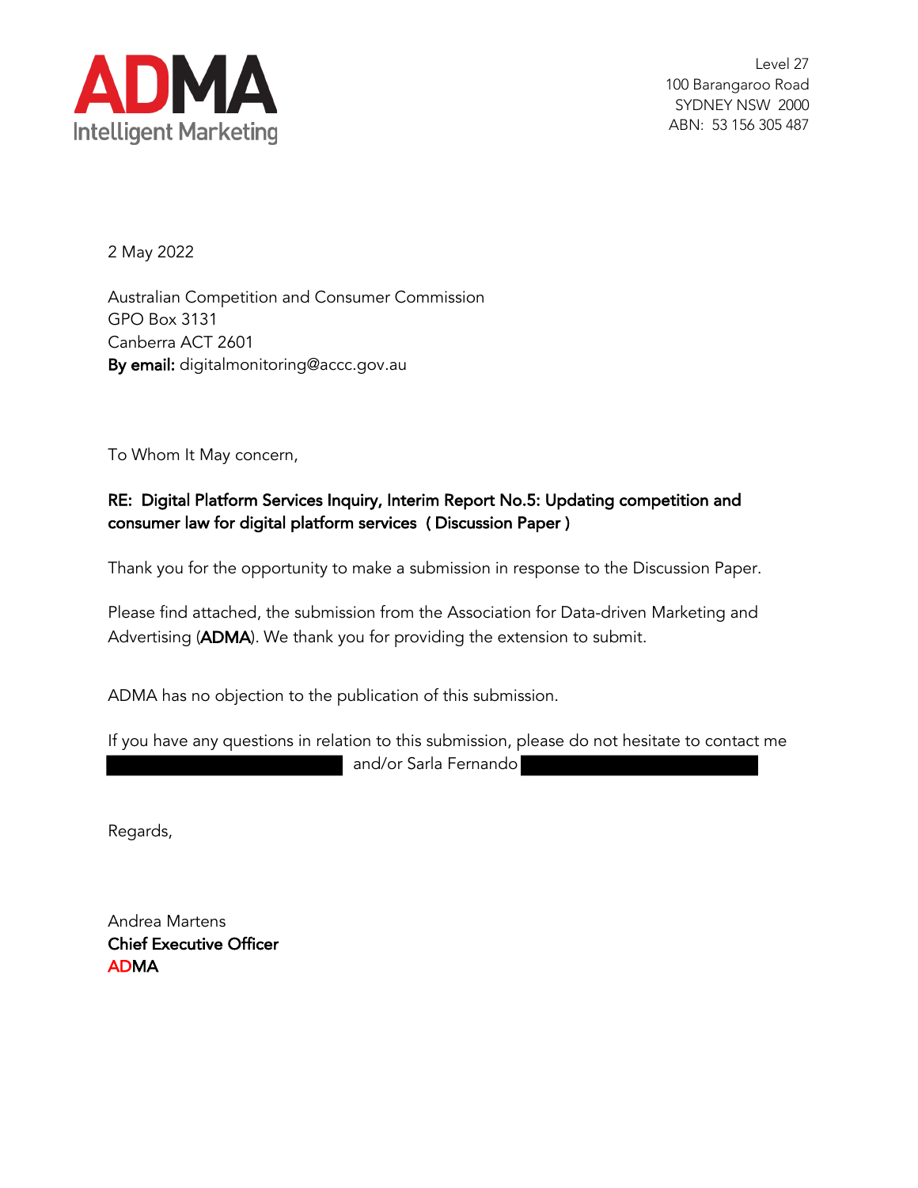ADMA
Intelligent Marketing

Level 27
100 Barangaroo Road
SYDNEY NSW 2000
ABN: 53 156 305 487

2 May 2022

Australian Competition and Consumer Commission
GPO Box 3131
Canberra ACT 2601
**By email:** digitalmonitoring@accc.gov.au

To Whom It May concern,

**RE: Digital Platform Services Inquiry, Interim Report No.5: Updating competition and consumer law for digital platform services ( Discussion Paper )**

Thank you for the opportunity to make a submission in response to the Discussion Paper.

Please find attached, the submission from the Association for Data-driven Marketing and Advertising (**ADMA**). We thank you for providing the extension to submit.

ADMA has no objection to the publication of this submission.

If you have any questions in relation to this submission, please do not hesitate to contact me [REDACTED] and/or Sarla Fernando [REDACTED]

Regards,

Andrea Martens
**Chief Executive Officer**
**ADMA**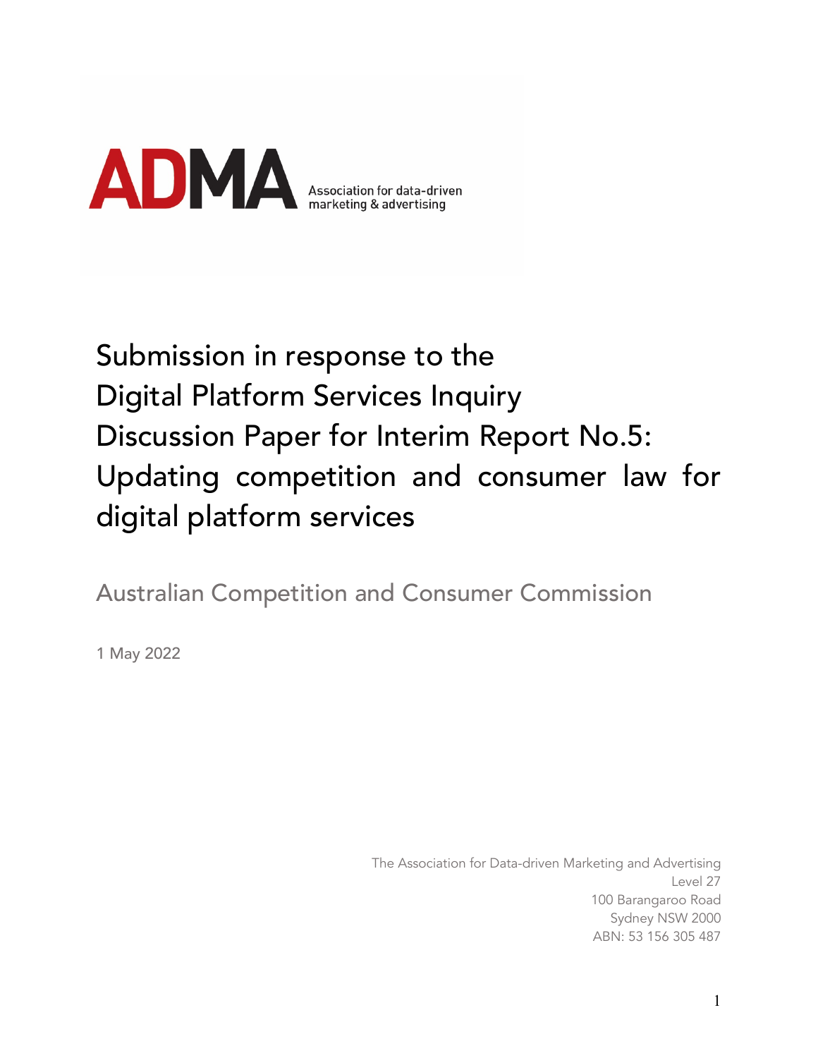ADMA Association for data-driven marketing & advertising

# Submission in response to the Digital Platform Services Inquiry Discussion Paper for Interim Report No.5: Updating competition and consumer law for digital platform services

## Australian Competition and Consumer Commission

1 May 2022

The Association for Data-driven Marketing and Advertising
Level 27
100 Barangaroo Road
Sydney NSW 2000
ABN: 53 156 305 487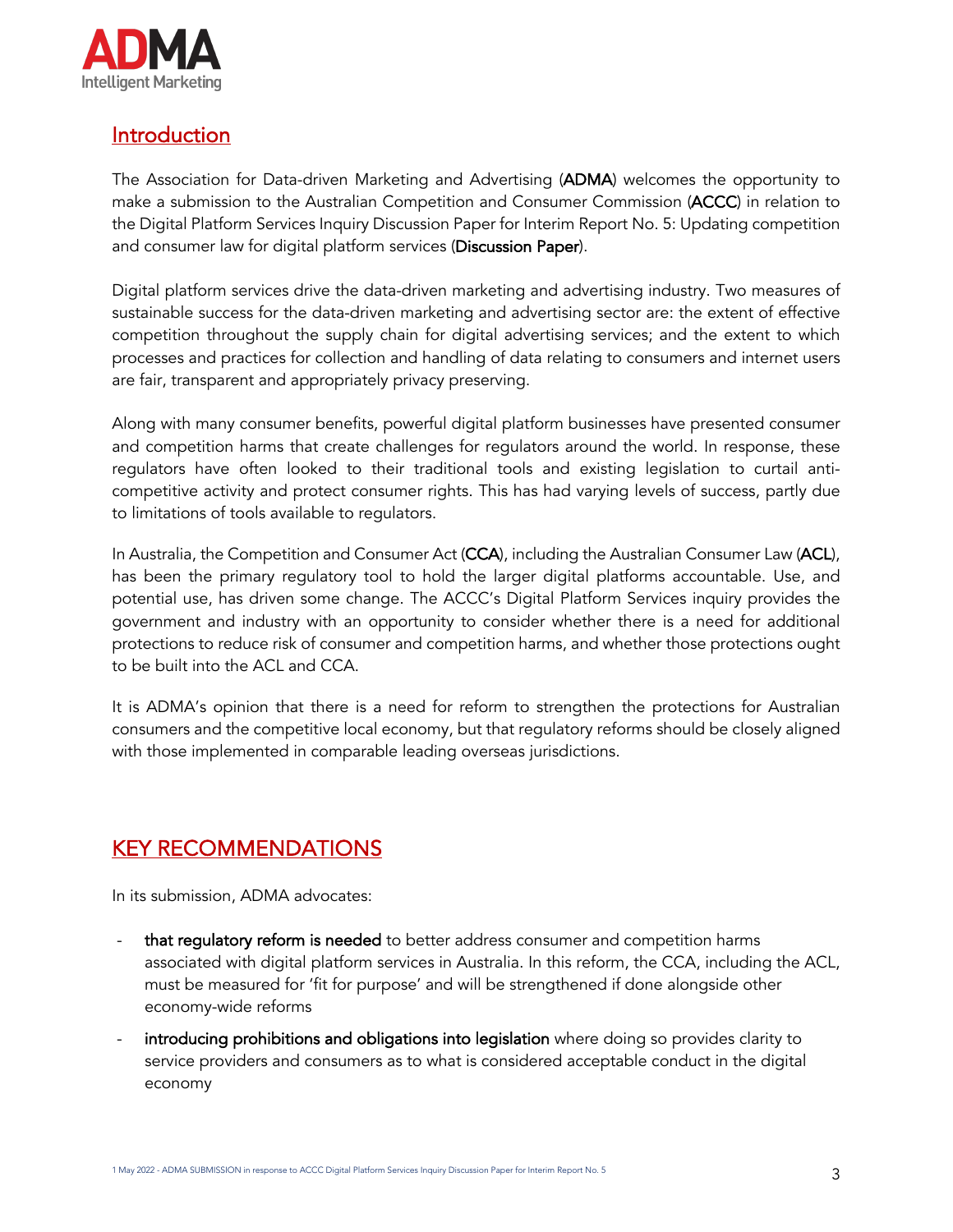## Introduction

The Association for Data-driven Marketing and Advertising (**ADMA**) welcomes the opportunity to make a submission to the Australian Competition and Consumer Commission (**ACCC**) in relation to the Digital Platform Services Inquiry Discussion Paper for Interim Report No. 5: Updating competition and consumer law for digital platform services (**Discussion Paper**).

Digital platform services drive the data-driven marketing and advertising industry. Two measures of sustainable success for the data-driven marketing and advertising sector are: the extent of effective competition throughout the supply chain for digital advertising services; and the extent to which processes and practices for collection and handling of data relating to consumers and internet users are fair, transparent and appropriately privacy preserving.

Along with many consumer benefits, powerful digital platform businesses have presented consumer and competition harms that create challenges for regulators around the world. In response, these regulators have often looked to their traditional tools and existing legislation to curtail anti-competitive activity and protect consumer rights. This has had varying levels of success, partly due to limitations of tools available to regulators.

In Australia, the Competition and Consumer Act (**CCA**), including the Australian Consumer Law (**ACL**), has been the primary regulatory tool to hold the larger digital platforms accountable. Use, and potential use, has driven some change. The ACCC's Digital Platform Services inquiry provides the government and industry with an opportunity to consider whether there is a need for additional protections to reduce risk of consumer and competition harms, and whether those protections ought to be built into the ACL and CCA.

It is ADMA's opinion that there is a need for reform to strengthen the protections for Australian consumers and the competitive local economy, but that regulatory reforms should be closely aligned with those implemented in comparable leading overseas jurisdictions.

## KEY RECOMMENDATIONS

In its submission, ADMA advocates:

- **that regulatory reform is needed** to better address consumer and competition harms associated with digital platform services in Australia. In this reform, the CCA, including the ACL, must be measured for 'fit for purpose' and will be strengthened if done alongside other economy-wide reforms
- **introducing prohibitions and obligations into legislation** where doing so provides clarity to service providers and consumers as to what is considered acceptable conduct in the digital economy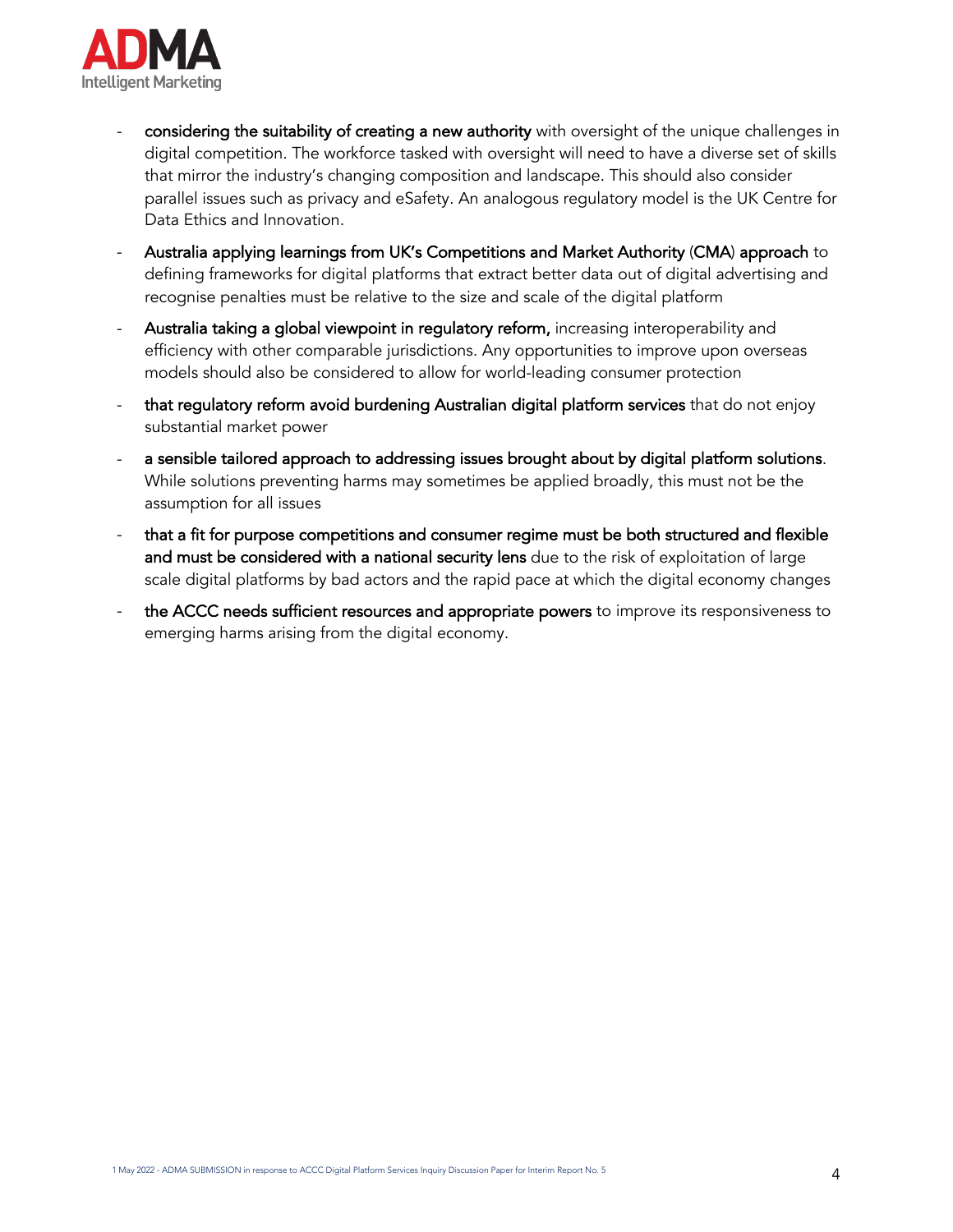- **considering the suitability of creating a new authority** with oversight of the unique challenges in digital competition. The workforce tasked with oversight will need to have a diverse set of skills that mirror the industry's changing composition and landscape. This should also consider parallel issues such as privacy and eSafety. An analogous regulatory model is the UK Centre for Data Ethics and Innovation.
- **Australia applying learnings from UK's Competitions and Market Authority (CMA) approach** to defining frameworks for digital platforms that extract better data out of digital advertising and recognise penalties must be relative to the size and scale of the digital platform
- **Australia taking a global viewpoint in regulatory reform,** increasing interoperability and efficiency with other comparable jurisdictions. Any opportunities to improve upon overseas models should also be considered to allow for world-leading consumer protection
- **that regulatory reform avoid burdening Australian digital platform services** that do not enjoy substantial market power
- **a sensible tailored approach to addressing issues brought about by digital platform solutions**. While solutions preventing harms may sometimes be applied broadly, this must not be the assumption for all issues
- **that a fit for purpose competitions and consumer regime must be both structured and flexible and must be considered with a national security lens** due to the risk of exploitation of large scale digital platforms by bad actors and the rapid pace at which the digital economy changes
- **the ACCC needs sufficient resources and appropriate powers** to improve its responsiveness to emerging harms arising from the digital economy.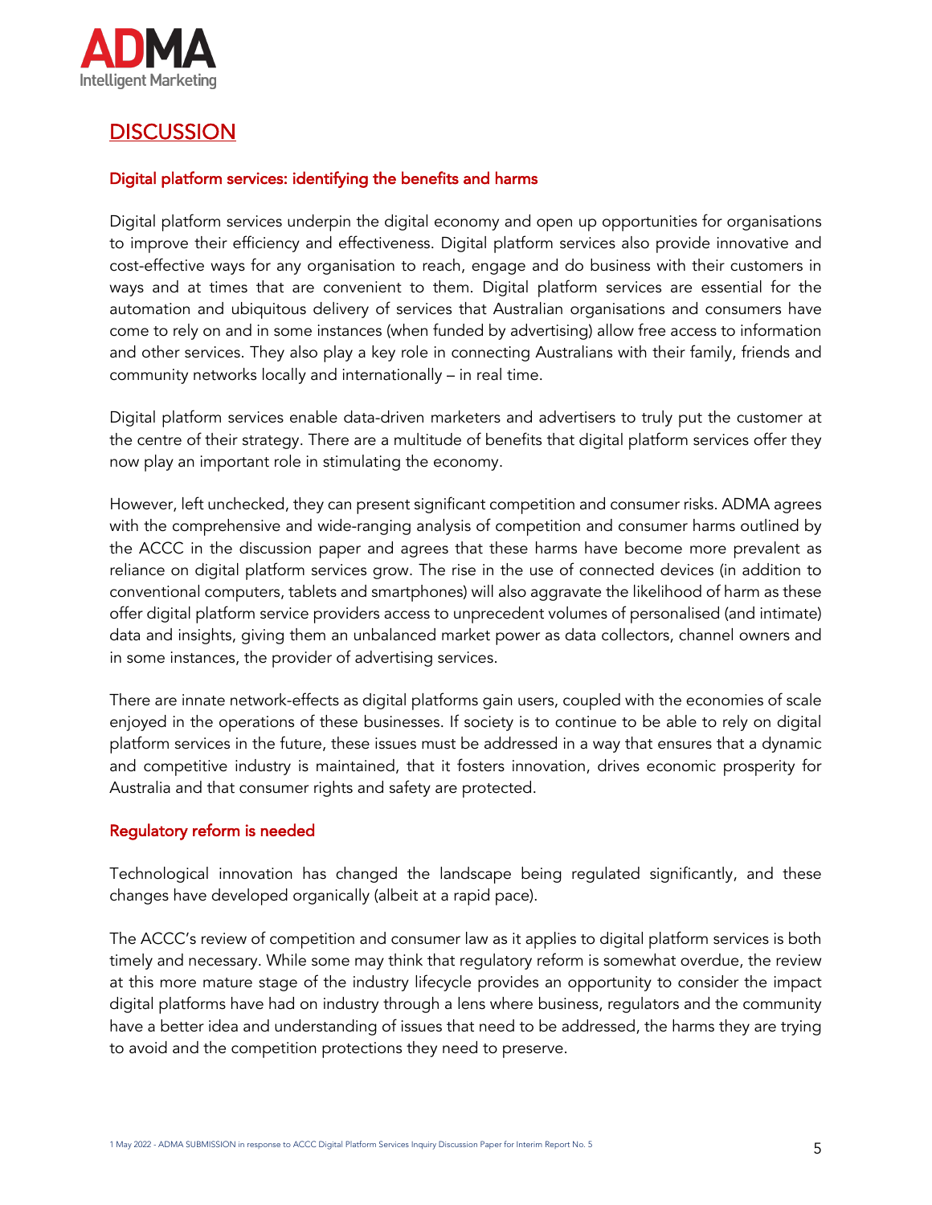# DISCUSSION

## Digital platform services: identifying the benefits and harms

Digital platform services underpin the digital economy and open up opportunities for organisations to improve their efficiency and effectiveness. Digital platform services also provide innovative and cost-effective ways for any organisation to reach, engage and do business with their customers in ways and at times that are convenient to them. Digital platform services are essential for the automation and ubiquitous delivery of services that Australian organisations and consumers have come to rely on and in some instances (when funded by advertising) allow free access to information and other services. They also play a key role in connecting Australians with their family, friends and community networks locally and internationally – in real time.

Digital platform services enable data-driven marketers and advertisers to truly put the customer at the centre of their strategy. There are a multitude of benefits that digital platform services offer they now play an important role in stimulating the economy.

However, left unchecked, they can present significant competition and consumer risks. ADMA agrees with the comprehensive and wide-ranging analysis of competition and consumer harms outlined by the ACCC in the discussion paper and agrees that these harms have become more prevalent as reliance on digital platform services grow. The rise in the use of connected devices (in addition to conventional computers, tablets and smartphones) will also aggravate the likelihood of harm as these offer digital platform service providers access to unprecedent volumes of personalised (and intimate) data and insights, giving them an unbalanced market power as data collectors, channel owners and in some instances, the provider of advertising services.

There are innate network-effects as digital platforms gain users, coupled with the economies of scale enjoyed in the operations of these businesses. If society is to continue to be able to rely on digital platform services in the future, these issues must be addressed in a way that ensures that a dynamic and competitive industry is maintained, that it fosters innovation, drives economic prosperity for Australia and that consumer rights and safety are protected.

## Regulatory reform is needed

Technological innovation has changed the landscape being regulated significantly, and these changes have developed organically (albeit at a rapid pace).

The ACCC's review of competition and consumer law as it applies to digital platform services is both timely and necessary. While some may think that regulatory reform is somewhat overdue, the review at this more mature stage of the industry lifecycle provides an opportunity to consider the impact digital platforms have had on industry through a lens where business, regulators and the community have a better idea and understanding of issues that need to be addressed, the harms they are trying to avoid and the competition protections they need to preserve.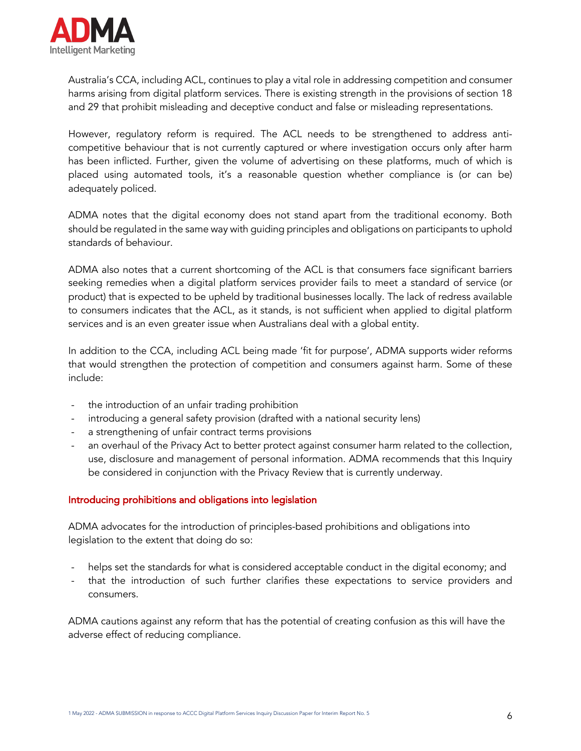Australia's CCA, including ACL, continues to play a vital role in addressing competition and consumer harms arising from digital platform services. There is existing strength in the provisions of section 18 and 29 that prohibit misleading and deceptive conduct and false or misleading representations.

However, regulatory reform is required. The ACL needs to be strengthened to address anti-competitive behaviour that is not currently captured or where investigation occurs only after harm has been inflicted. Further, given the volume of advertising on these platforms, much of which is placed using automated tools, it's a reasonable question whether compliance is (or can be) adequately policed.

ADMA notes that the digital economy does not stand apart from the traditional economy. Both should be regulated in the same way with guiding principles and obligations on participants to uphold standards of behaviour.

ADMA also notes that a current shortcoming of the ACL is that consumers face significant barriers seeking remedies when a digital platform services provider fails to meet a standard of service (or product) that is expected to be upheld by traditional businesses locally. The lack of redress available to consumers indicates that the ACL, as it stands, is not sufficient when applied to digital platform services and is an even greater issue when Australians deal with a global entity.

In addition to the CCA, including ACL being made 'fit for purpose', ADMA supports wider reforms that would strengthen the protection of competition and consumers against harm. Some of these include:

- the introduction of an unfair trading prohibition
- introducing a general safety provision (drafted with a national security lens)
- a strengthening of unfair contract terms provisions
- an overhaul of the Privacy Act to better protect against consumer harm related to the collection, use, disclosure and management of personal information. ADMA recommends that this Inquiry be considered in conjunction with the Privacy Review that is currently underway.

## Introducing prohibitions and obligations into legislation

ADMA advocates for the introduction of principles-based prohibitions and obligations into legislation to the extent that doing do so:

- helps set the standards for what is considered acceptable conduct in the digital economy; and
- that the introduction of such further clarifies these expectations to service providers and consumers.

ADMA cautions against any reform that has the potential of creating confusion as this will have the adverse effect of reducing compliance.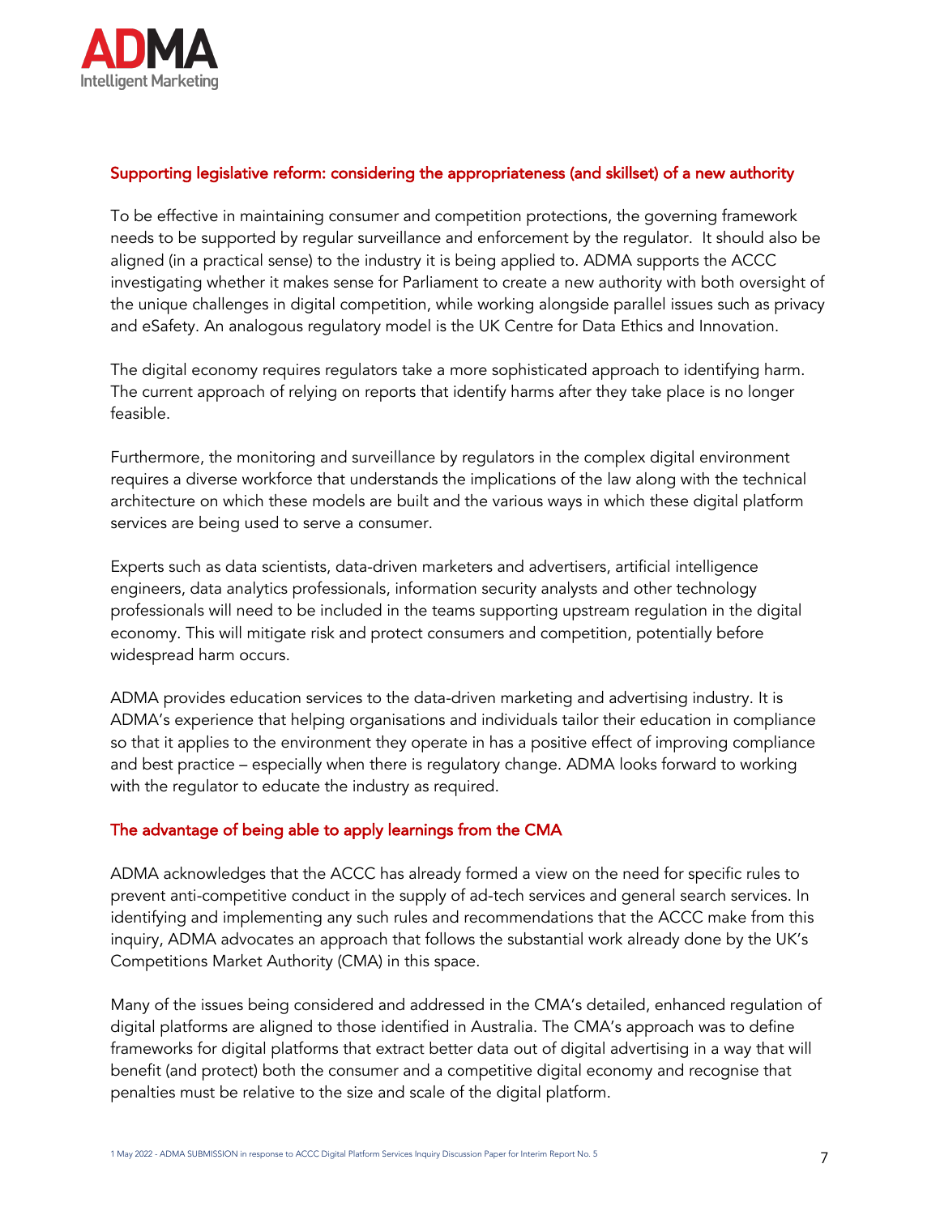## Supporting legislative reform: considering the appropriateness (and skillset) of a new authority

To be effective in maintaining consumer and competition protections, the governing framework needs to be supported by regular surveillance and enforcement by the regulator. It should also be aligned (in a practical sense) to the industry it is being applied to. ADMA supports the ACCC investigating whether it makes sense for Parliament to create a new authority with both oversight of the unique challenges in digital competition, while working alongside parallel issues such as privacy and eSafety. An analogous regulatory model is the UK Centre for Data Ethics and Innovation.

The digital economy requires regulators take a more sophisticated approach to identifying harm. The current approach of relying on reports that identify harms after they take place is no longer feasible.

Furthermore, the monitoring and surveillance by regulators in the complex digital environment requires a diverse workforce that understands the implications of the law along with the technical architecture on which these models are built and the various ways in which these digital platform services are being used to serve a consumer.

Experts such as data scientists, data-driven marketers and advertisers, artificial intelligence engineers, data analytics professionals, information security analysts and other technology professionals will need to be included in the teams supporting upstream regulation in the digital economy. This will mitigate risk and protect consumers and competition, potentially before widespread harm occurs.

ADMA provides education services to the data-driven marketing and advertising industry. It is ADMA's experience that helping organisations and individuals tailor their education in compliance so that it applies to the environment they operate in has a positive effect of improving compliance and best practice – especially when there is regulatory change. ADMA looks forward to working with the regulator to educate the industry as required.

## The advantage of being able to apply learnings from the CMA

ADMA acknowledges that the ACCC has already formed a view on the need for specific rules to prevent anti-competitive conduct in the supply of ad-tech services and general search services. In identifying and implementing any such rules and recommendations that the ACCC make from this inquiry, ADMA advocates an approach that follows the substantial work already done by the UK's Competitions Market Authority (CMA) in this space.

Many of the issues being considered and addressed in the CMA's detailed, enhanced regulation of digital platforms are aligned to those identified in Australia. The CMA's approach was to define frameworks for digital platforms that extract better data out of digital advertising in a way that will benefit (and protect) both the consumer and a competitive digital economy and recognise that penalties must be relative to the size and scale of the digital platform.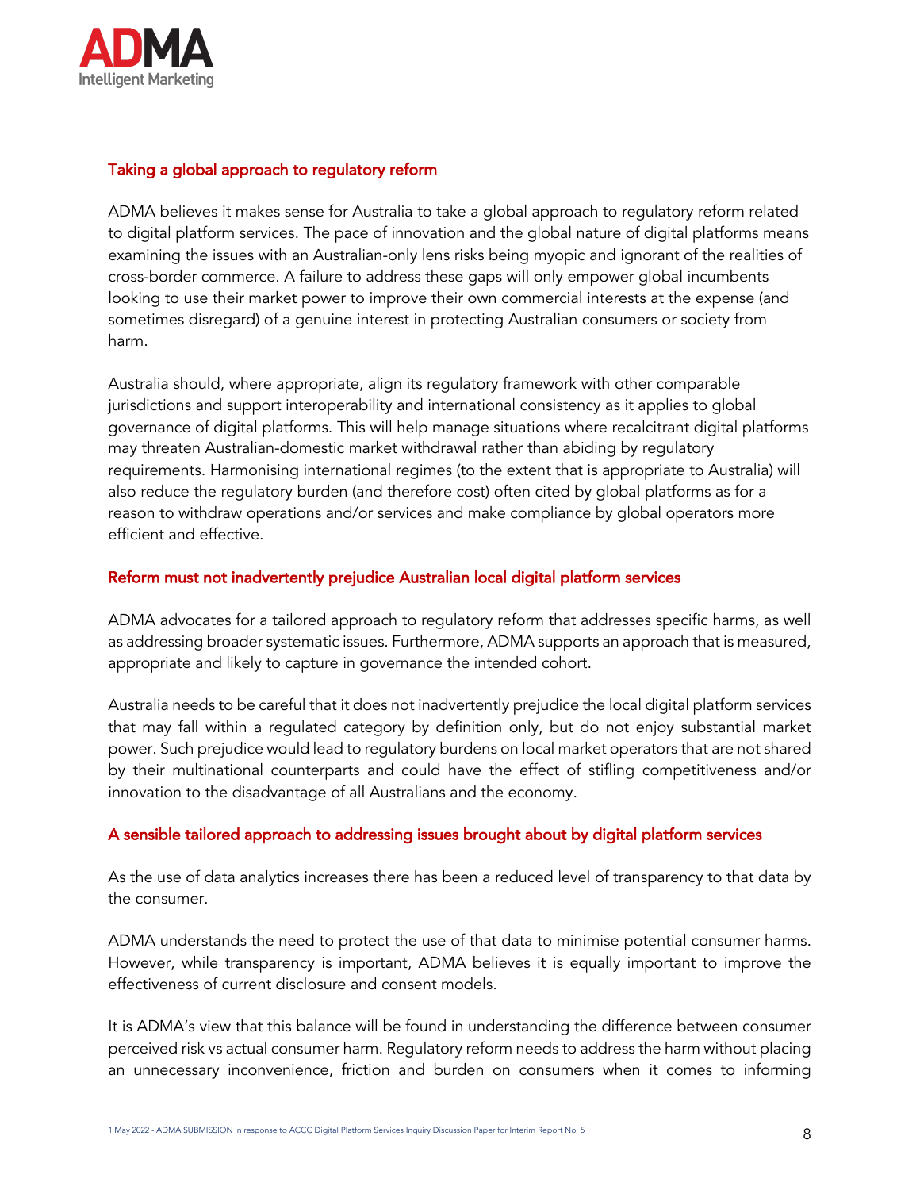## Taking a global approach to regulatory reform

ADMA believes it makes sense for Australia to take a global approach to regulatory reform related to digital platform services. The pace of innovation and the global nature of digital platforms means examining the issues with an Australian-only lens risks being myopic and ignorant of the realities of cross-border commerce. A failure to address these gaps will only empower global incumbents looking to use their market power to improve their own commercial interests at the expense (and sometimes disregard) of a genuine interest in protecting Australian consumers or society from harm.

Australia should, where appropriate, align its regulatory framework with other comparable jurisdictions and support interoperability and international consistency as it applies to global governance of digital platforms. This will help manage situations where recalcitrant digital platforms may threaten Australian-domestic market withdrawal rather than abiding by regulatory requirements. Harmonising international regimes (to the extent that is appropriate to Australia) will also reduce the regulatory burden (and therefore cost) often cited by global platforms as for a reason to withdraw operations and/or services and make compliance by global operators more efficient and effective.

## Reform must not inadvertently prejudice Australian local digital platform services

ADMA advocates for a tailored approach to regulatory reform that addresses specific harms, as well as addressing broader systematic issues. Furthermore, ADMA supports an approach that is measured, appropriate and likely to capture in governance the intended cohort.

Australia needs to be careful that it does not inadvertently prejudice the local digital platform services that may fall within a regulated category by definition only, but do not enjoy substantial market power. Such prejudice would lead to regulatory burdens on local market operators that are not shared by their multinational counterparts and could have the effect of stifling competitiveness and/or innovation to the disadvantage of all Australians and the economy.

## A sensible tailored approach to addressing issues brought about by digital platform services

As the use of data analytics increases there has been a reduced level of transparency to that data by the consumer.

ADMA understands the need to protect the use of that data to minimise potential consumer harms. However, while transparency is important, ADMA believes it is equally important to improve the effectiveness of current disclosure and consent models.

It is ADMA's view that this balance will be found in understanding the difference between consumer perceived risk vs actual consumer harm. Regulatory reform needs to address the harm without placing an unnecessary inconvenience, friction and burden on consumers when it comes to informing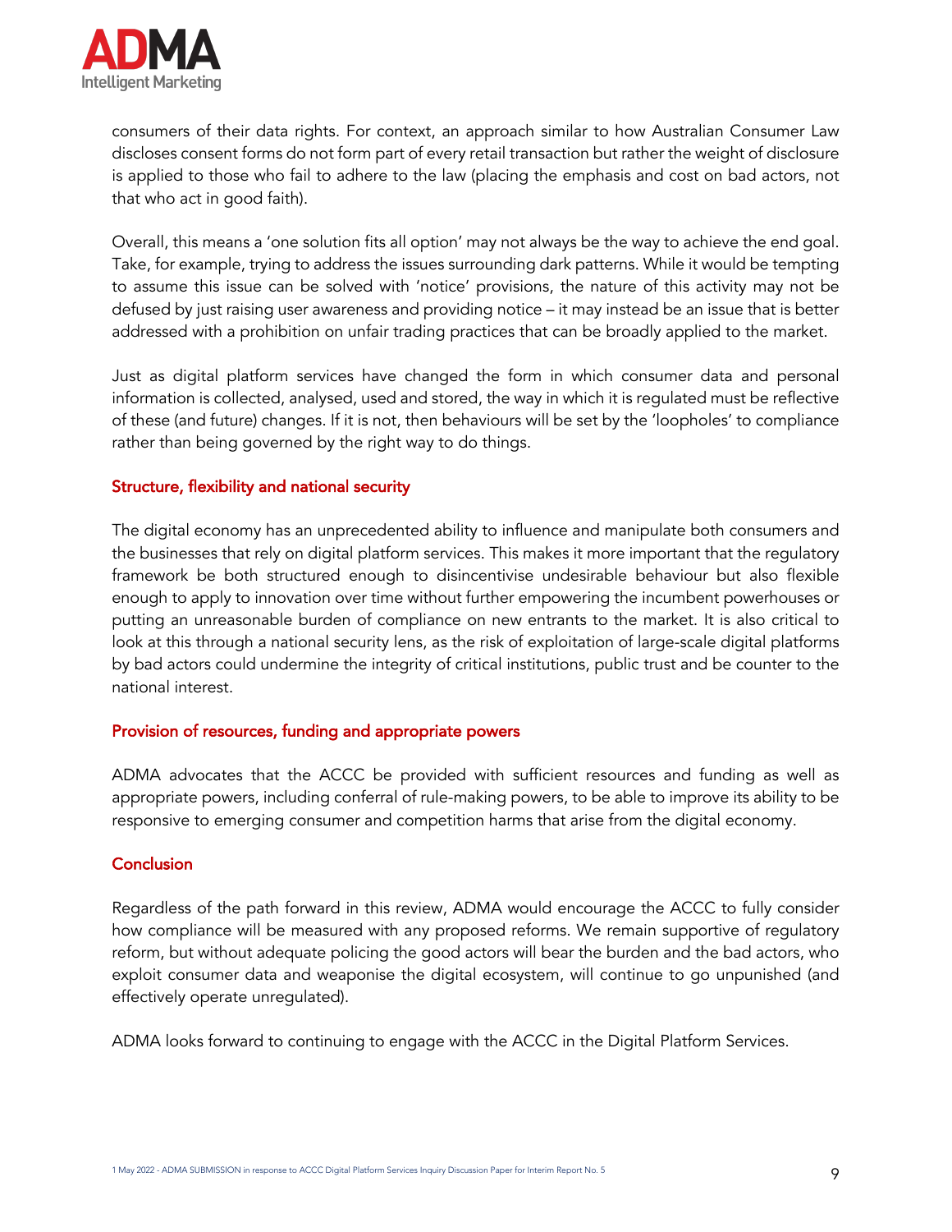consumers of their data rights. For context, an approach similar to how Australian Consumer Law discloses consent forms do not form part of every retail transaction but rather the weight of disclosure is applied to those who fail to adhere to the law (placing the emphasis and cost on bad actors, not that who act in good faith).

Overall, this means a 'one solution fits all option' may not always be the way to achieve the end goal. Take, for example, trying to address the issues surrounding dark patterns. While it would be tempting to assume this issue can be solved with 'notice' provisions, the nature of this activity may not be defused by just raising user awareness and providing notice – it may instead be an issue that is better addressed with a prohibition on unfair trading practices that can be broadly applied to the market.

Just as digital platform services have changed the form in which consumer data and personal information is collected, analysed, used and stored, the way in which it is regulated must be reflective of these (and future) changes. If it is not, then behaviours will be set by the 'loopholes' to compliance rather than being governed by the right way to do things.

## Structure, flexibility and national security

The digital economy has an unprecedented ability to influence and manipulate both consumers and the businesses that rely on digital platform services. This makes it more important that the regulatory framework be both structured enough to disincentivise undesirable behaviour but also flexible enough to apply to innovation over time without further empowering the incumbent powerhouses or putting an unreasonable burden of compliance on new entrants to the market. It is also critical to look at this through a national security lens, as the risk of exploitation of large-scale digital platforms by bad actors could undermine the integrity of critical institutions, public trust and be counter to the national interest.

## Provision of resources, funding and appropriate powers

ADMA advocates that the ACCC be provided with sufficient resources and funding as well as appropriate powers, including conferral of rule-making powers, to be able to improve its ability to be responsive to emerging consumer and competition harms that arise from the digital economy.

## Conclusion

Regardless of the path forward in this review, ADMA would encourage the ACCC to fully consider how compliance will be measured with any proposed reforms. We remain supportive of regulatory reform, but without adequate policing the good actors will bear the burden and the bad actors, who exploit consumer data and weaponise the digital ecosystem, will continue to go unpunished (and effectively operate unregulated).

ADMA looks forward to continuing to engage with the ACCC in the Digital Platform Services.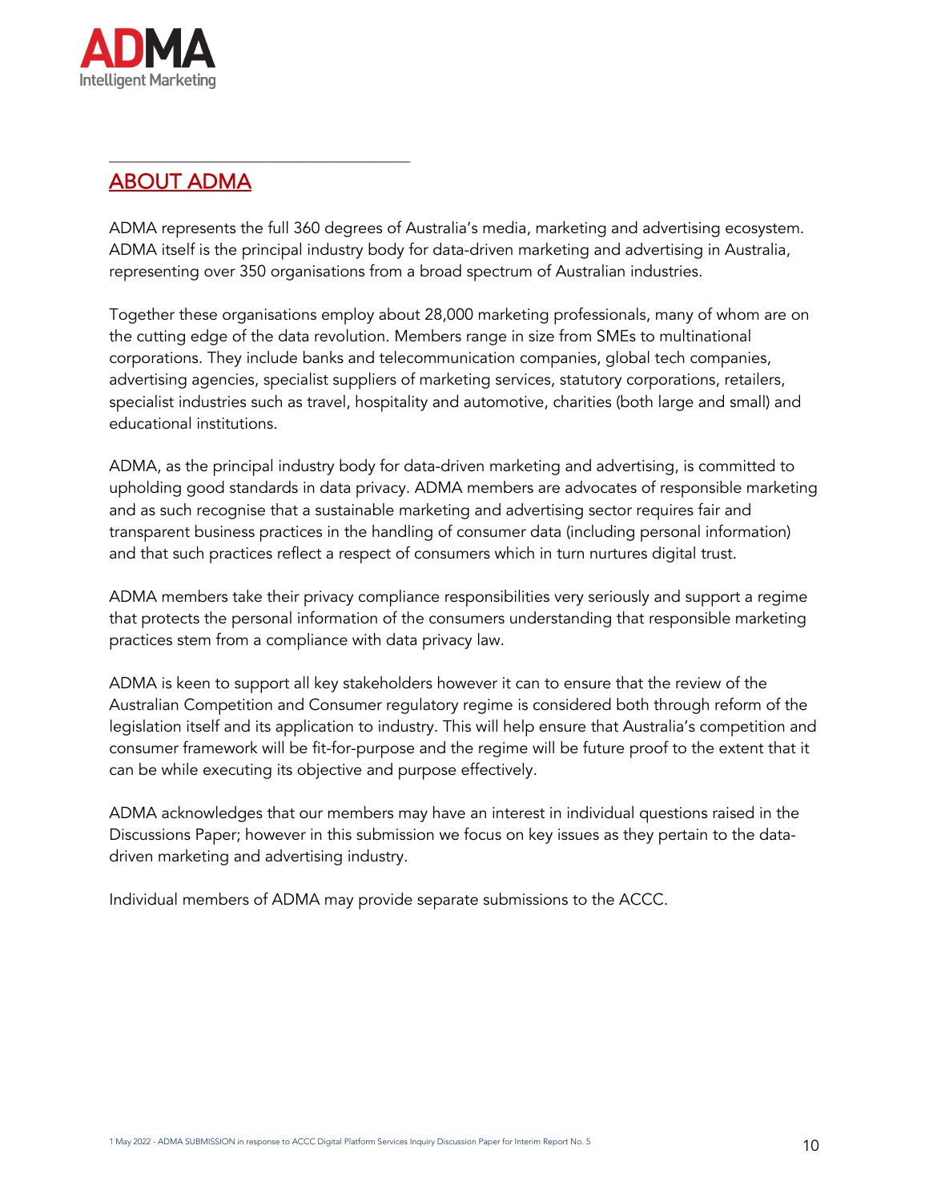## ABOUT ADMA

ADMA represents the full 360 degrees of Australia's media, marketing and advertising ecosystem. ADMA itself is the principal industry body for data-driven marketing and advertising in Australia, representing over 350 organisations from a broad spectrum of Australian industries.

Together these organisations employ about 28,000 marketing professionals, many of whom are on the cutting edge of the data revolution. Members range in size from SMEs to multinational corporations. They include banks and telecommunication companies, global tech companies, advertising agencies, specialist suppliers of marketing services, statutory corporations, retailers, specialist industries such as travel, hospitality and automotive, charities (both large and small) and educational institutions.

ADMA, as the principal industry body for data-driven marketing and advertising, is committed to upholding good standards in data privacy. ADMA members are advocates of responsible marketing and as such recognise that a sustainable marketing and advertising sector requires fair and transparent business practices in the handling of consumer data (including personal information) and that such practices reflect a respect of consumers which in turn nurtures digital trust.

ADMA members take their privacy compliance responsibilities very seriously and support a regime that protects the personal information of the consumers understanding that responsible marketing practices stem from a compliance with data privacy law.

ADMA is keen to support all key stakeholders however it can to ensure that the review of the Australian Competition and Consumer regulatory regime is considered both through reform of the legislation itself and its application to industry. This will help ensure that Australia's competition and consumer framework will be fit-for-purpose and the regime will be future proof to the extent that it can be while executing its objective and purpose effectively.

ADMA acknowledges that our members may have an interest in individual questions raised in the Discussions Paper; however in this submission we focus on key issues as they pertain to the data-driven marketing and advertising industry.

Individual members of ADMA may provide separate submissions to the ACCC.